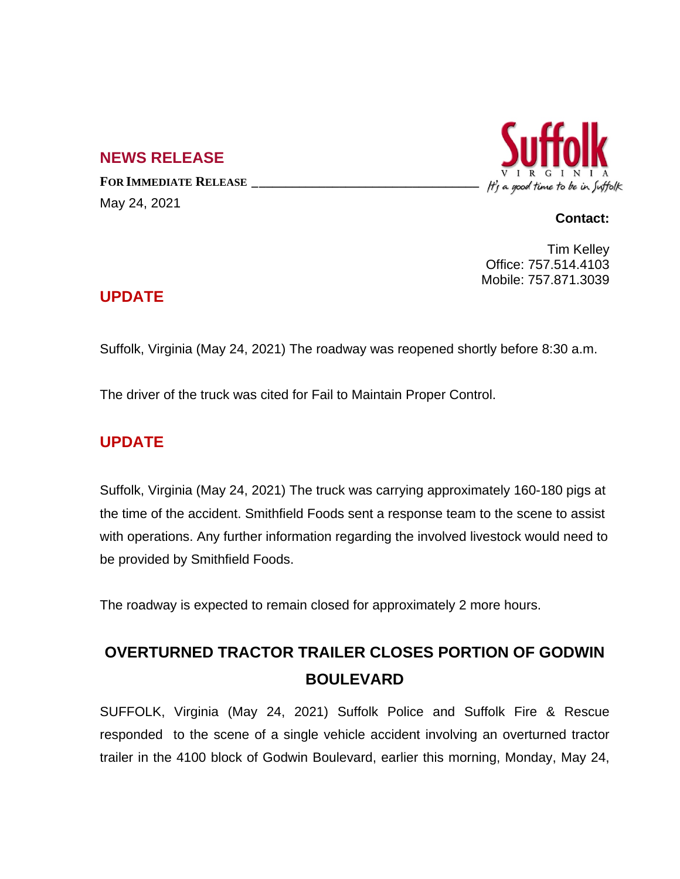## NEWS RELEASE

**FOR IMMEDIATE RELEASE**

May 24, 2021

Suffolk VIRGINIA
It's a good time to be in Suffolk

**Contact:**

Tim Kelley
Office: 757.514.4103
Mobile: 757.871.3039

## UPDATE

Suffolk, Virginia (May 24, 2021) The roadway was reopened shortly before 8:30 a.m.

The driver of the truck was cited for Fail to Maintain Proper Control.

## UPDATE

Suffolk, Virginia (May 24, 2021) The truck was carrying approximately 160-180 pigs at the time of the accident. Smithfield Foods sent a response team to the scene to assist with operations. Any further information regarding the involved livestock would need to be provided by Smithfield Foods.

The roadway is expected to remain closed for approximately 2 more hours.

## OVERTURNED TRACTOR TRAILER CLOSES PORTION OF GODWIN BOULEVARD

SUFFOLK, Virginia (May 24, 2021) Suffolk Police and Suffolk Fire & Rescue responded to the scene of a single vehicle accident involving an overturned tractor trailer in the 4100 block of Godwin Boulevard, earlier this morning, Monday, May 24,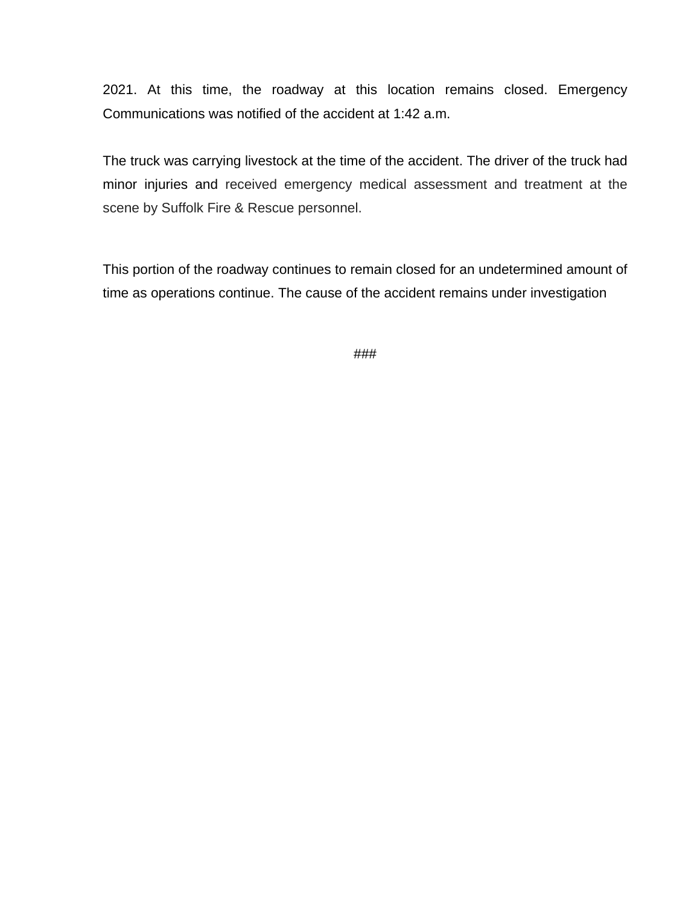2021. At this time, the roadway at this location remains closed. Emergency Communications was notified of the accident at 1:42 a.m.

The truck was carrying livestock at the time of the accident. The driver of the truck had minor injuries and received emergency medical assessment and treatment at the scene by Suffolk Fire & Rescue personnel.

This portion of the roadway continues to remain closed for an undetermined amount of time as operations continue. The cause of the accident remains under investigation

###